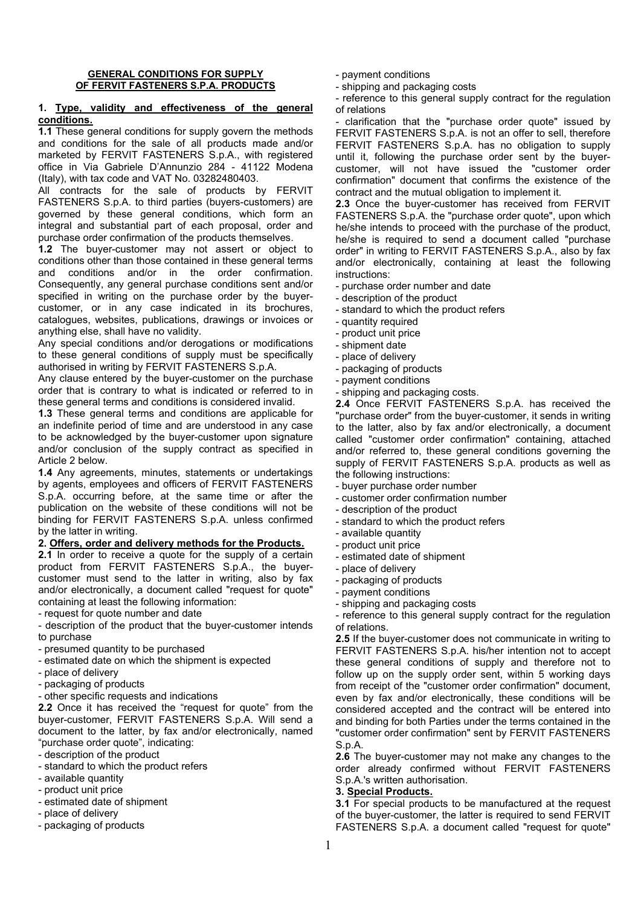**GENERAL CONDITIONS FOR SUPPLY OF FERVIT FASTENERS S.P.A. PRODUCTS**

**1. Type, validity and effectiveness of the general conditions.**

**1.1** These general conditions for supply govern the methods and conditions for the sale of all products made and/or marketed by FERVIT FASTENERS S.p.A., with registered office in Via Gabriele D'Annunzio 284 - 41122 Modena (Italy), with tax code and VAT No. 03282480403.

All contracts for the sale of products by FERVIT FASTENERS S.p.A. to third parties (buyers-customers) are governed by these general conditions, which form an integral and substantial part of each proposal, order and purchase order confirmation of the products themselves.

**1.2** The buyer-customer may not assert or object to conditions other than those contained in these general terms and conditions and/or in the order confirmation. Consequently, any general purchase conditions sent and/or specified in writing on the purchase order by the buyer-customer, or in any case indicated in its brochures, catalogues, websites, publications, drawings or invoices or anything else, shall have no validity.

Any special conditions and/or derogations or modifications to these general conditions of supply must be specifically authorised in writing by FERVIT FASTENERS S.p.A.

Any clause entered by the buyer-customer on the purchase order that is contrary to what is indicated or referred to in these general terms and conditions is considered invalid.

**1.3** These general terms and conditions are applicable for an indefinite period of time and are understood in any case to be acknowledged by the buyer-customer upon signature and/or conclusion of the supply contract as specified in Article 2 below.

**1.4** Any agreements, minutes, statements or undertakings by agents, employees and officers of FERVIT FASTENERS S.p.A. occurring before, at the same time or after the publication on the website of these conditions will not be binding for FERVIT FASTENERS S.p.A. unless confirmed by the latter in writing.

**2. Offers, order and delivery methods for the Products.**

**2.1** In order to receive a quote for the supply of a certain product from FERVIT FASTENERS S.p.A., the buyer-customer must send to the latter in writing, also by fax and/or electronically, a document called "request for quote" containing at least the following information:

- request for quote number and date
- description of the product that the buyer-customer intends to purchase
- presumed quantity to be purchased
- estimated date on which the shipment is expected
- place of delivery
- packaging of products
- other specific requests and indications

**2.2** Once it has received the "request for quote" from the buyer-customer, FERVIT FASTENERS S.p.A. Will send a document to the latter, by fax and/or electronically, named "purchase order quote", indicating:

- description of the product
- standard to which the product refers
- available quantity
- product unit price
- estimated date of shipment
- place of delivery
- packaging of products
- payment conditions
- shipping and packaging costs
- reference to this general supply contract for the regulation of relations
- clarification that the "purchase order quote" issued by FERVIT FASTENERS S.p.A. is not an offer to sell, therefore FERVIT FASTENERS S.p.A. has no obligation to supply until it, following the purchase order sent by the buyer-customer, will not have issued the "customer order confirmation" document that confirms the existence of the contract and the mutual obligation to implement it.

**2.3** Once the buyer-customer has received from FERVIT FASTENERS S.p.A. the "purchase order quote", upon which he/she intends to proceed with the purchase of the product, he/she is required to send a document called "purchase order" in writing to FERVIT FASTENERS S.p.A., also by fax and/or electronically, containing at least the following instructions:

- purchase order number and date
- description of the product
- standard to which the product refers
- quantity required
- product unit price
- shipment date
- place of delivery
- packaging of products
- payment conditions
- shipping and packaging costs.

**2.4** Once FERVIT FASTENERS S.p.A. has received the "purchase order" from the buyer-customer, it sends in writing to the latter, also by fax and/or electronically, a document called "customer order confirmation" containing, attached and/or referred to, these general conditions governing the supply of FERVIT FASTENERS S.p.A. products as well as the following instructions:

- buyer purchase order number
- customer order confirmation number
- description of the product
- standard to which the product refers
- available quantity
- product unit price
- estimated date of shipment
- place of delivery
- packaging of products
- payment conditions
- shipping and packaging costs
- reference to this general supply contract for the regulation of relations.

**2.5** If the buyer-customer does not communicate in writing to FERVIT FASTENERS S.p.A. his/her intention not to accept these general conditions of supply and therefore not to follow up on the supply order sent, within 5 working days from receipt of the "customer order confirmation" document, even by fax and/or electronically, these conditions will be considered accepted and the contract will be entered into and binding for both Parties under the terms contained in the "customer order confirmation" sent by FERVIT FASTENERS S.p.A.

**2.6** The buyer-customer may not make any changes to the order already confirmed without FERVIT FASTENERS S.p.A.'s written authorisation.

**3. Special Products.**

**3.1** For special products to be manufactured at the request of the buyer-customer, the latter is required to send FERVIT FASTENERS S.p.A. a document called "request for quote"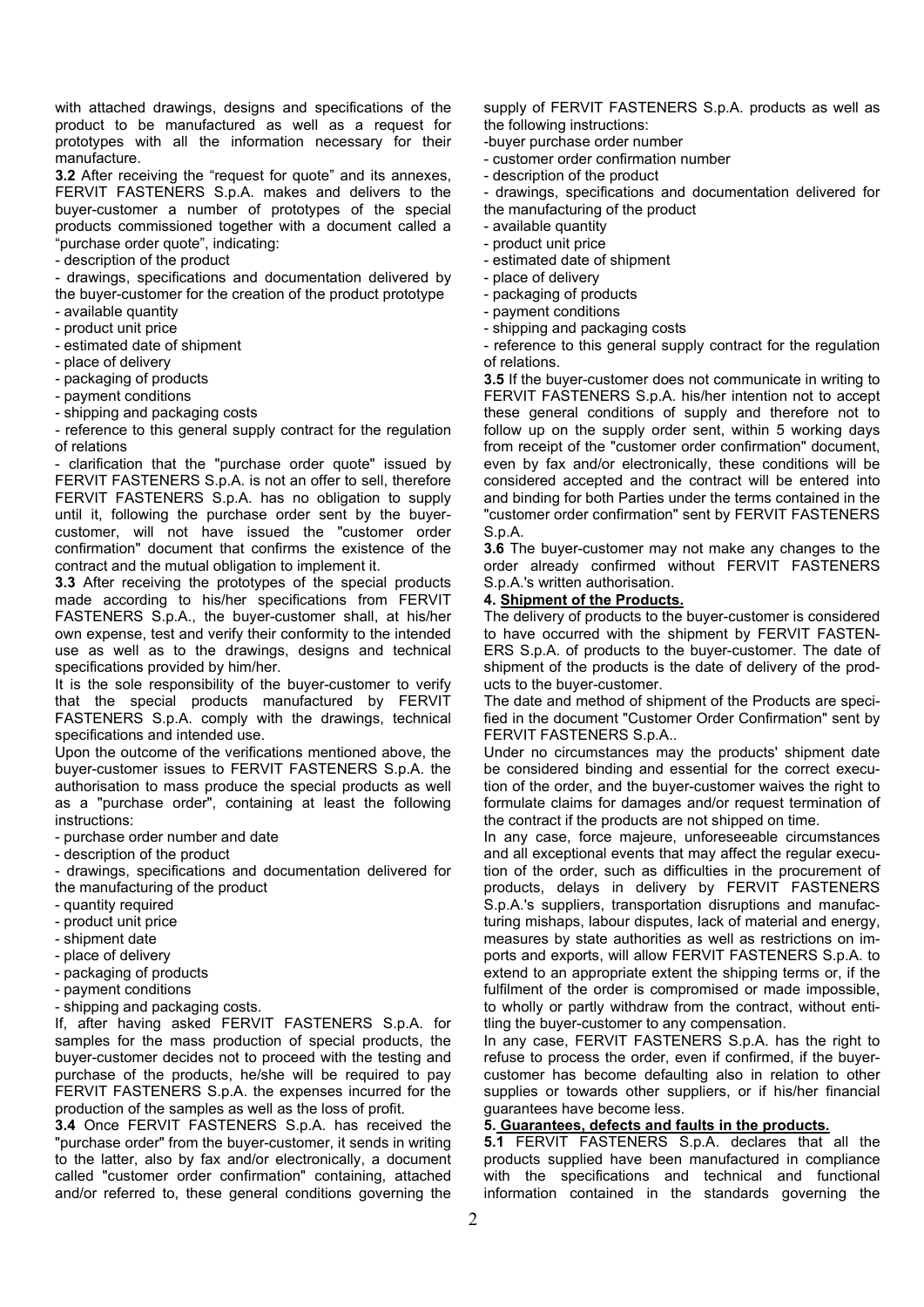with attached drawings, designs and specifications of the product to be manufactured as well as a request for prototypes with all the information necessary for their manufacture.

**3.2** After receiving the "request for quote" and its annexes, FERVIT FASTENERS S.p.A. makes and delivers to the buyer-customer a number of prototypes of the special products commissioned together with a document called a "purchase order quote", indicating:

- description of the product
- drawings, specifications and documentation delivered by the buyer-customer for the creation of the product prototype
- available quantity
- product unit price
- estimated date of shipment
- place of delivery
- packaging of products
- payment conditions
- shipping and packaging costs
- reference to this general supply contract for the regulation of relations
- clarification that the "purchase order quote" issued by FERVIT FASTENERS S.p.A. is not an offer to sell, therefore FERVIT FASTENERS S.p.A. has no obligation to supply until it, following the purchase order sent by the buyer-customer, will not have issued the "customer order confirmation" document that confirms the existence of the contract and the mutual obligation to implement it.

**3.3** After receiving the prototypes of the special products made according to his/her specifications from FERVIT FASTENERS S.p.A., the buyer-customer shall, at his/her own expense, test and verify their conformity to the intended use as well as to the drawings, designs and technical specifications provided by him/her.

It is the sole responsibility of the buyer-customer to verify that the special products manufactured by FERVIT FASTENERS S.p.A. comply with the drawings, technical specifications and intended use.

Upon the outcome of the verifications mentioned above, the buyer-customer issues to FERVIT FASTENERS S.p.A. the authorisation to mass produce the special products as well as a "purchase order", containing at least the following instructions:

- purchase order number and date
- description of the product
- drawings, specifications and documentation delivered for the manufacturing of the product
- quantity required
- product unit price
- shipment date
- place of delivery
- packaging of products
- payment conditions
- shipping and packaging costs.

If, after having asked FERVIT FASTENERS S.p.A. for samples for the mass production of special products, the buyer-customer decides not to proceed with the testing and purchase of the products, he/she will be required to pay FERVIT FASTENERS S.p.A. the expenses incurred for the production of the samples as well as the loss of profit.

**3.4** Once FERVIT FASTENERS S.p.A. has received the "purchase order" from the buyer-customer, it sends in writing to the latter, also by fax and/or electronically, a document called "customer order confirmation" containing, attached and/or referred to, these general conditions governing the supply of FERVIT FASTENERS S.p.A. products as well as the following instructions:

- buyer purchase order number
- customer order confirmation number
- description of the product
- drawings, specifications and documentation delivered for the manufacturing of the product
- available quantity
- product unit price
- estimated date of shipment
- place of delivery
- packaging of products
- payment conditions
- shipping and packaging costs
- reference to this general supply contract for the regulation of relations.

**3.5** If the buyer-customer does not communicate in writing to FERVIT FASTENERS S.p.A. his/her intention not to accept these general conditions of supply and therefore not to follow up on the supply order sent, within 5 working days from receipt of the "customer order confirmation" document, even by fax and/or electronically, these conditions will be considered accepted and the contract will be entered into and binding for both Parties under the terms contained in the "customer order confirmation" sent by FERVIT FASTENERS S.p.A.

**3.6** The buyer-customer may not make any changes to the order already confirmed without FERVIT FASTENERS S.p.A.'s written authorisation.

## 4. Shipment of the Products.

The delivery of products to the buyer-customer is considered to have occurred with the shipment by FERVIT FASTENERS S.p.A. of products to the buyer-customer. The date of shipment of the products is the date of delivery of the products to the buyer-customer.

The date and method of shipment of the Products are specified in the document "Customer Order Confirmation" sent by FERVIT FASTENERS S.p.A..

Under no circumstances may the products' shipment date be considered binding and essential for the correct execution of the order, and the buyer-customer waives the right to formulate claims for damages and/or request termination of the contract if the products are not shipped on time.

In any case, force majeure, unforeseeable circumstances and all exceptional events that may affect the regular execution of the order, such as difficulties in the procurement of products, delays in delivery by FERVIT FASTENERS S.p.A.'s suppliers, transportation disruptions and manufacturing mishaps, labour disputes, lack of material and energy, measures by state authorities as well as restrictions on imports and exports, will allow FERVIT FASTENERS S.p.A. to extend to an appropriate extent the shipping terms or, if the fulfilment of the order is compromised or made impossible, to wholly or partly withdraw from the contract, without entitling the buyer-customer to any compensation.

In any case, FERVIT FASTENERS S.p.A. has the right to refuse to process the order, even if confirmed, if the buyer-customer has become defaulting also in relation to other supplies or towards other suppliers, or if his/her financial guarantees have become less.

## 5. Guarantees, defects and faults in the products.

**5.1** FERVIT FASTENERS S.p.A. declares that all the products supplied have been manufactured in compliance with the specifications and technical and functional information contained in the standards governing the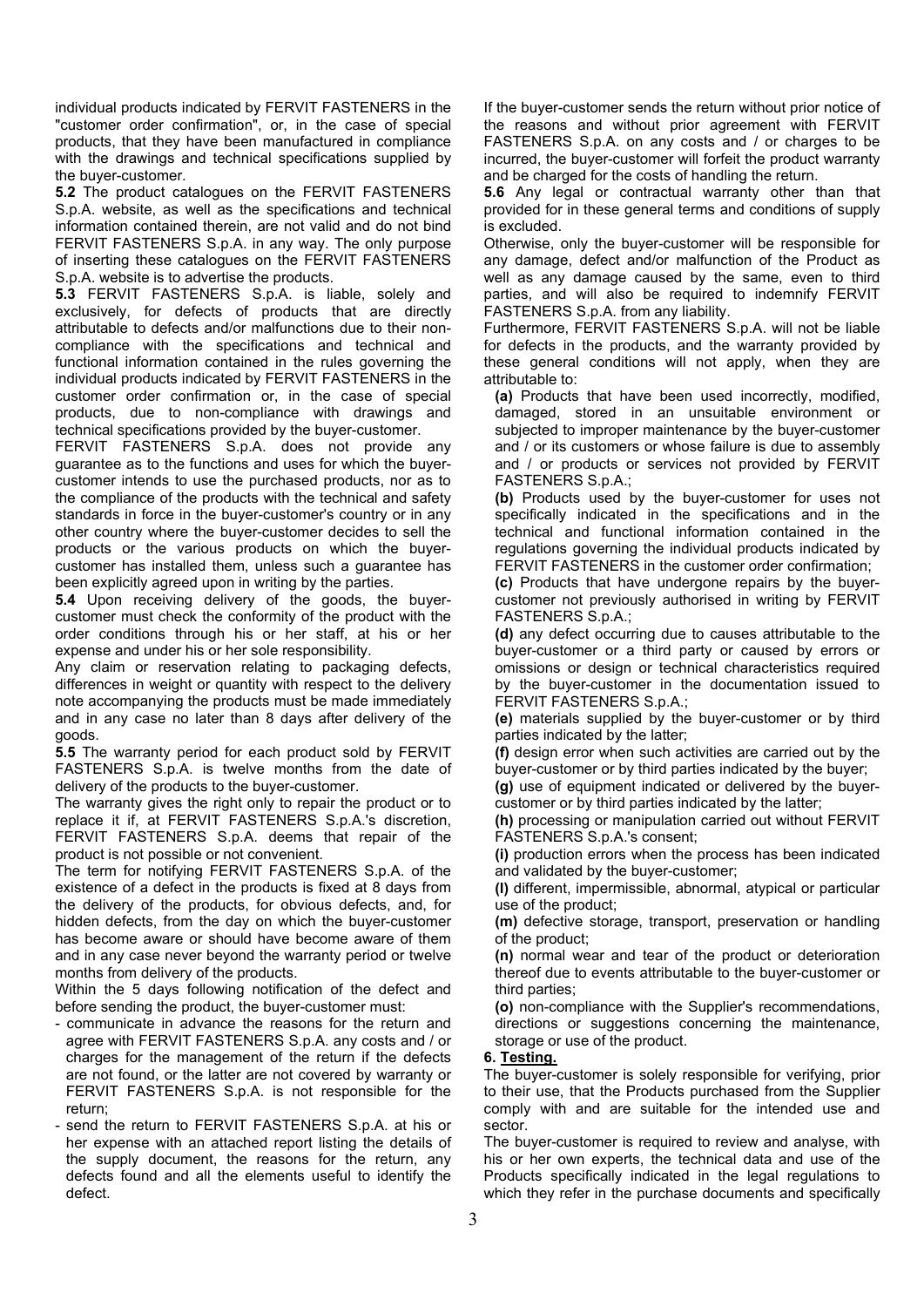individual products indicated by FERVIT FASTENERS in the "customer order confirmation", or, in the case of special products, that they have been manufactured in compliance with the drawings and technical specifications supplied by the buyer-customer.

**5.2** The product catalogues on the FERVIT FASTENERS S.p.A. website, as well as the specifications and technical information contained therein, are not valid and do not bind FERVIT FASTENERS S.p.A. in any way. The only purpose of inserting these catalogues on the FERVIT FASTENERS S.p.A. website is to advertise the products.

**5.3** FERVIT FASTENERS S.p.A. is liable, solely and exclusively, for defects of products that are directly attributable to defects and/or malfunctions due to their non-compliance with the specifications and technical and functional information contained in the rules governing the individual products indicated by FERVIT FASTENERS in the customer order confirmation or, in the case of special products, due to non-compliance with drawings and technical specifications provided by the buyer-customer.

FERVIT FASTENERS S.p.A. does not provide any guarantee as to the functions and uses for which the buyer-customer intends to use the purchased products, nor as to the compliance of the products with the technical and safety standards in force in the buyer-customer's country or in any other country where the buyer-customer decides to sell the products or the various products on which the buyer-customer has installed them, unless such a guarantee has been explicitly agreed upon in writing by the parties.

**5.4** Upon receiving delivery of the goods, the buyer-customer must check the conformity of the product with the order conditions through his or her staff, at his or her expense and under his or her sole responsibility.

Any claim or reservation relating to packaging defects, differences in weight or quantity with respect to the delivery note accompanying the products must be made immediately and in any case no later than 8 days after delivery of the goods.

**5.5** The warranty period for each product sold by FERVIT FASTENERS S.p.A. is twelve months from the date of delivery of the products to the buyer-customer.

The warranty gives the right only to repair the product or to replace it if, at FERVIT FASTENERS S.p.A.'s discretion, FERVIT FASTENERS S.p.A. deems that repair of the product is not possible or not convenient.

The term for notifying FERVIT FASTENERS S.p.A. of the existence of a defect in the products is fixed at 8 days from the delivery of the products, for obvious defects, and, for hidden defects, from the day on which the buyer-customer has become aware or should have become aware of them and in any case never beyond the warranty period or twelve months from delivery of the products.

Within the 5 days following notification of the defect and before sending the product, the buyer-customer must:

- communicate in advance the reasons for the return and agree with FERVIT FASTENERS S.p.A. any costs and / or charges for the management of the return if the defects are not found, or the latter are not covered by warranty or FERVIT FASTENERS S.p.A. is not responsible for the return;
- send the return to FERVIT FASTENERS S.p.A. at his or her expense with an attached report listing the details of the supply document, the reasons for the return, any defects found and all the elements useful to identify the defect.

If the buyer-customer sends the return without prior notice of the reasons and without prior agreement with FERVIT FASTENERS S.p.A. on any costs and / or charges to be incurred, the buyer-customer will forfeit the product warranty and be charged for the costs of handling the return.

**5.6** Any legal or contractual warranty other than that provided for in these general terms and conditions of supply is excluded.

Otherwise, only the buyer-customer will be responsible for any damage, defect and/or malfunction of the Product as well as any damage caused by the same, even to third parties, and will also be required to indemnify FERVIT FASTENERS S.p.A. from any liability.

Furthermore, FERVIT FASTENERS S.p.A. will not be liable for defects in the products, and the warranty provided by these general conditions will not apply, when they are attributable to:

**(a)** Products that have been used incorrectly, modified, damaged, stored in an unsuitable environment or subjected to improper maintenance by the buyer-customer and / or its customers or whose failure is due to assembly and / or products or services not provided by FERVIT FASTENERS S.p.A.;

**(b)** Products used by the buyer-customer for uses not specifically indicated in the specifications and in the technical and functional information contained in the regulations governing the individual products indicated by FERVIT FASTENERS in the customer order confirmation;

**(c)** Products that have undergone repairs by the buyer-customer not previously authorised in writing by FERVIT FASTENERS S.p.A.;

**(d)** any defect occurring due to causes attributable to the buyer-customer or a third party or caused by errors or omissions or design or technical characteristics required by the buyer-customer in the documentation issued to FERVIT FASTENERS S.p.A.;

**(e)** materials supplied by the buyer-customer or by third parties indicated by the latter;

**(f)** design error when such activities are carried out by the buyer-customer or by third parties indicated by the buyer;

**(g)** use of equipment indicated or delivered by the buyer-customer or by third parties indicated by the latter;

**(h)** processing or manipulation carried out without FERVIT FASTENERS S.p.A.'s consent;

**(i)** production errors when the process has been indicated and validated by the buyer-customer;

**(l)** different, impermissible, abnormal, atypical or particular use of the product;

**(m)** defective storage, transport, preservation or handling of the product;

**(n)** normal wear and tear of the product or deterioration thereof due to events attributable to the buyer-customer or third parties;

**(o)** non-compliance with the Supplier's recommendations, directions or suggestions concerning the maintenance, storage or use of the product.

**6. Testing.**

The buyer-customer is solely responsible for verifying, prior to their use, that the Products purchased from the Supplier comply with and are suitable for the intended use and sector.

The buyer-customer is required to review and analyse, with his or her own experts, the technical data and use of the Products specifically indicated in the legal regulations to which they refer in the purchase documents and specifically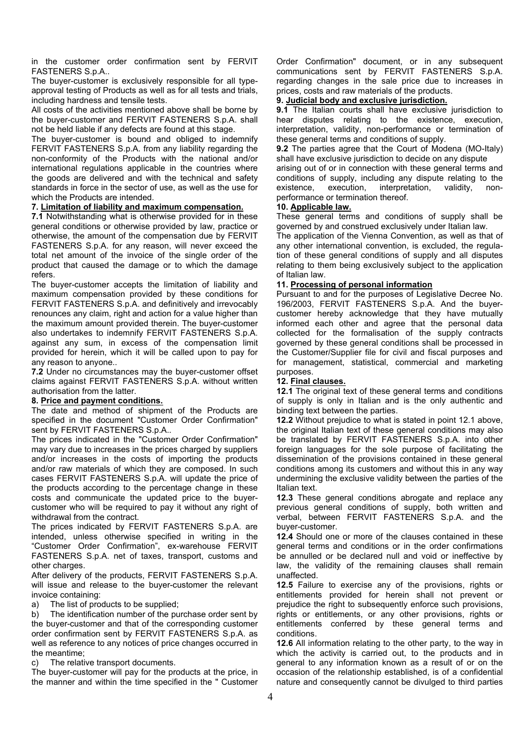in the customer order confirmation sent by FERVIT FASTENERS S.p.A..

The buyer-customer is exclusively responsible for all type-approval testing of Products as well as for all tests and trials, including hardness and tensile tests.

All costs of the activities mentioned above shall be borne by the buyer-customer and FERVIT FASTENERS S.p.A. shall not be held liable if any defects are found at this stage.

The buyer-customer is bound and obliged to indemnify FERVIT FASTENERS S.p.A. from any liability regarding the non-conformity of the Products with the national and/or international regulations applicable in the countries where the goods are delivered and with the technical and safety standards in force in the sector of use, as well as the use for which the Products are intended.

## 7. Limitation of liability and maximum compensation.

**7.1** Notwithstanding what is otherwise provided for in these general conditions or otherwise provided by law, practice or otherwise, the amount of the compensation due by FERVIT FASTENERS S.p.A. for any reason, will never exceed the total net amount of the invoice of the single order of the product that caused the damage or to which the damage refers.

The buyer-customer accepts the limitation of liability and maximum compensation provided by these conditions for FERVIT FASTENERS S.p.A. and definitively and irrevocably renounces any claim, right and action for a value higher than the maximum amount provided therein. The buyer-customer also undertakes to indemnify FERVIT FASTENERS S.p.A. against any sum, in excess of the compensation limit provided for herein, which it will be called upon to pay for any reason to anyone..

**7.2** Under no circumstances may the buyer-customer offset claims against FERVIT FASTENERS S.p.A. without written authorisation from the latter.

## 8. Price and payment conditions.

The date and method of shipment of the Products are specified in the document "Customer Order Confirmation" sent by FERVIT FASTENERS S.p.A..

The prices indicated in the "Customer Order Confirmation" may vary due to increases in the prices charged by suppliers and/or increases in the costs of importing the products and/or raw materials of which they are composed. In such cases FERVIT FASTENERS S.p.A. will update the price of the products according to the percentage change in these costs and communicate the updated price to the buyer-customer who will be required to pay it without any right of withdrawal from the contract.

The prices indicated by FERVIT FASTENERS S.p.A. are intended, unless otherwise specified in writing in the "Customer Order Confirmation", ex-warehouse FERVIT FASTENERS S.p.A. net of taxes, transport, customs and other charges.

After delivery of the products, FERVIT FASTENERS S.p.A. will issue and release to the buyer-customer the relevant invoice containing:

a) The list of products to be supplied;

b) The identification number of the purchase order sent by the buyer-customer and that of the corresponding customer order confirmation sent by FERVIT FASTENERS S.p.A. as well as reference to any notices of price changes occurred in the meantime;

c) The relative transport documents.

The buyer-customer will pay for the products at the price, in the manner and within the time specified in the " Customer Order Confirmation" document, or in any subsequent communications sent by FERVIT FASTENERS S.p.A. regarding changes in the sale price due to increases in prices, costs and raw materials of the products.

## 9. Judicial body and exclusive jurisdiction.

**9.1** The Italian courts shall have exclusive jurisdiction to hear disputes relating to the existence, execution, interpretation, validity, non-performance or termination of these general terms and conditions of supply.

**9.2** The parties agree that the Court of Modena (MO-Italy) shall have exclusive jurisdiction to decide on any dispute arising out of or in connection with these general terms and conditions of supply, including any dispute relating to the existence, execution, interpretation, validity, non-performance or termination thereof.

## 10. Applicable law.

These general terms and conditions of supply shall be governed by and construed exclusively under Italian law.

The application of the Vienna Convention, as well as that of any other international convention, is excluded, the regulation of these general conditions of supply and all disputes relating to them being exclusively subject to the application of Italian law.

## 11. Processing of personal information

Pursuant to and for the purposes of Legislative Decree No. 196/2003, FERVIT FASTENERS S.p.A. And the buyer-customer hereby acknowledge that they have mutually informed each other and agree that the personal data collected for the formalisation of the supply contracts governed by these general conditions shall be processed in the Customer/Supplier file for civil and fiscal purposes and for management, statistical, commercial and marketing purposes.

## 12. Final clauses.

**12.1** The original text of these general terms and conditions of supply is only in Italian and is the only authentic and binding text between the parties.

**12.2** Without prejudice to what is stated in point 12.1 above, the original Italian text of these general conditions may also be translated by FERVIT FASTENERS S.p.A. into other foreign languages for the sole purpose of facilitating the dissemination of the provisions contained in these general conditions among its customers and without this in any way undermining the exclusive validity between the parties of the Italian text.

**12.3** These general conditions abrogate and replace any previous general conditions of supply, both written and verbal, between FERVIT FASTENERS S.p.A. and the buyer-customer.

**12.4** Should one or more of the clauses contained in these general terms and conditions or in the order confirmations be annulled or be declared null and void or ineffective by law, the validity of the remaining clauses shall remain unaffected.

**12.5** Failure to exercise any of the provisions, rights or entitlements provided for herein shall not prevent or prejudice the right to subsequently enforce such provisions, rights or entitlements, or any other provisions, rights or entitlements conferred by these general terms and conditions.

**12.6** All information relating to the other party, to the way in which the activity is carried out, to the products and in general to any information known as a result of or on the occasion of the relationship established, is of a confidential nature and consequently cannot be divulged to third parties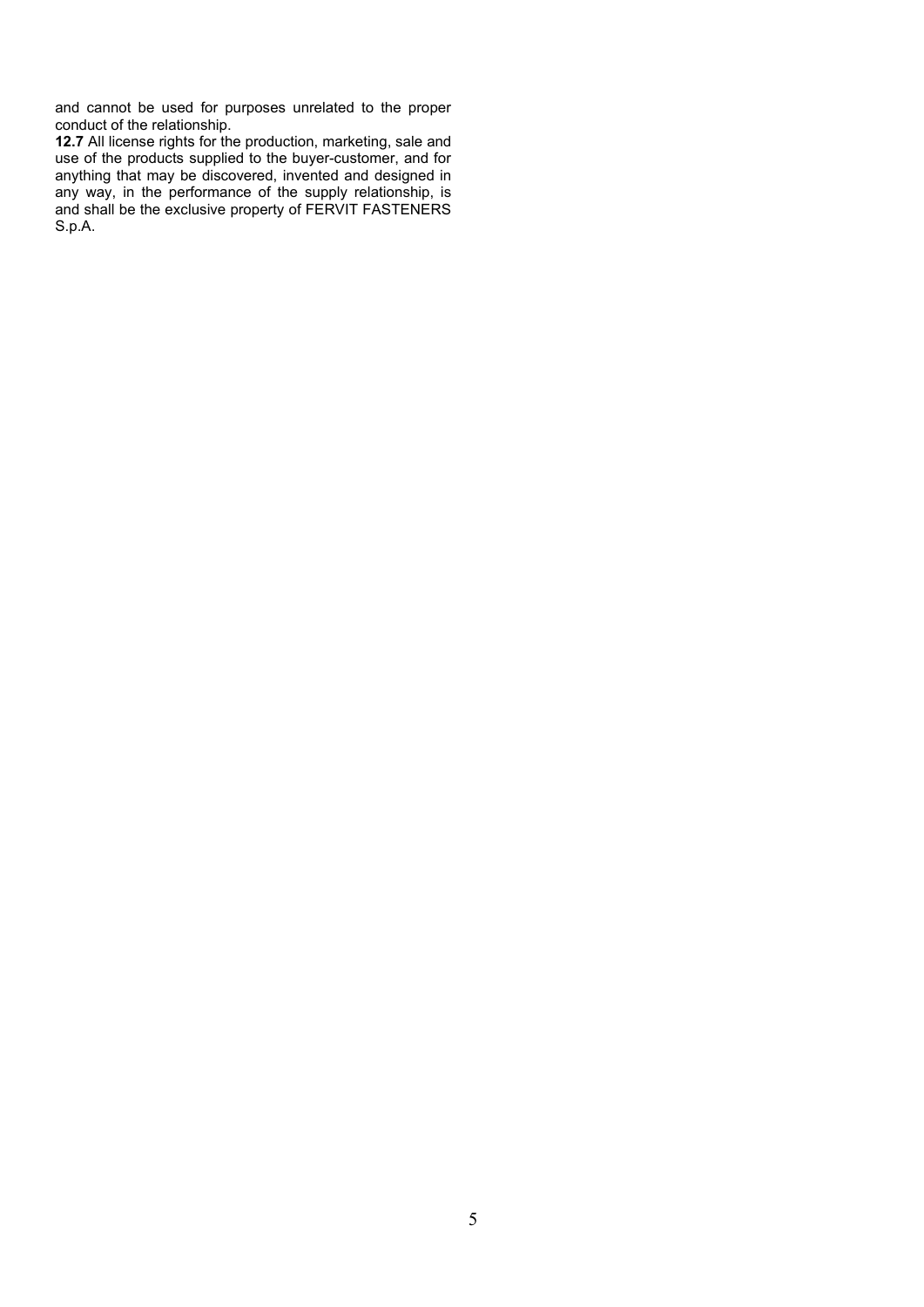and cannot be used for purposes unrelated to the proper conduct of the relationship.

**12.7** All license rights for the production, marketing, sale and use of the products supplied to the buyer-customer, and for anything that may be discovered, invented and designed in any way, in the performance of the supply relationship, is and shall be the exclusive property of FERVIT FASTENERS S.p.A.